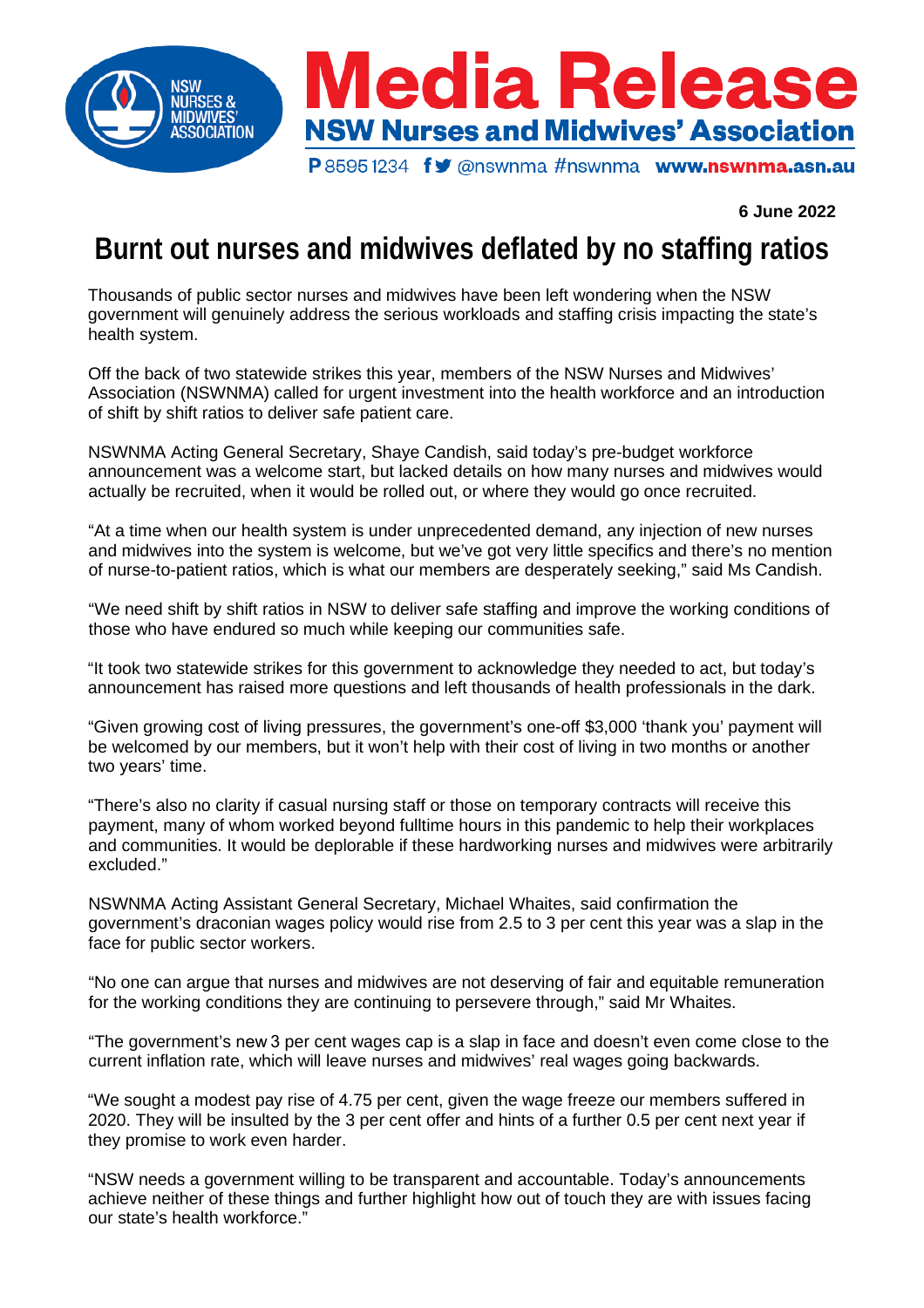# Media Release

## NSW Nurses and Midwives' Association

P 8595 1234 @nswnma #nswnma www.nswnma.asn.au

**6 June 2022**

# Burnt out nurses and midwives deflated by no staffing ratios

Thousands of public sector nurses and midwives have been left wondering when the NSW government will genuinely address the serious workloads and staffing crisis impacting the state's health system.

Off the back of two statewide strikes this year, members of the NSW Nurses and Midwives' Association (NSWNMA) called for urgent investment into the health workforce and an introduction of shift by shift ratios to deliver safe patient care.

NSWNMA Acting General Secretary, Shaye Candish, said today's pre-budget workforce announcement was a welcome start, but lacked details on how many nurses and midwives would actually be recruited, when it would be rolled out, or where they would go once recruited.

"At a time when our health system is under unprecedented demand, any injection of new nurses and midwives into the system is welcome, but we've got very little specifics and there's no mention of nurse-to-patient ratios, which is what our members are desperately seeking," said Ms Candish.

"We need shift by shift ratios in NSW to deliver safe staffing and improve the working conditions of those who have endured so much while keeping our communities safe.

"It took two statewide strikes for this government to acknowledge they needed to act, but today's announcement has raised more questions and left thousands of health professionals in the dark.

"Given growing cost of living pressures, the government's one-off $3,000 'thank you' payment will be welcomed by our members, but it won't help with their cost of living in two months or another two years' time.

"There's also no clarity if casual nursing staff or those on temporary contracts will receive this payment, many of whom worked beyond fulltime hours in this pandemic to help their workplaces and communities. It would be deplorable if these hardworking nurses and midwives were arbitrarily excluded."

NSWNMA Acting Assistant General Secretary, Michael Whaites, said confirmation the government's draconian wages policy would rise from 2.5 to 3 per cent this year was a slap in the face for public sector workers.

"No one can argue that nurses and midwives are not deserving of fair and equitable remuneration for the working conditions they are continuing to persevere through," said Mr Whaites.

"The government's new 3 per cent wages cap is a slap in face and doesn't even come close to the current inflation rate, which will leave nurses and midwives' real wages going backwards.

"We sought a modest pay rise of 4.75 per cent, given the wage freeze our members suffered in 2020. They will be insulted by the 3 per cent offer and hints of a further 0.5 per cent next year if they promise to work even harder.

"NSW needs a government willing to be transparent and accountable. Today's announcements achieve neither of these things and further highlight how out of touch they are with issues facing our state's health workforce."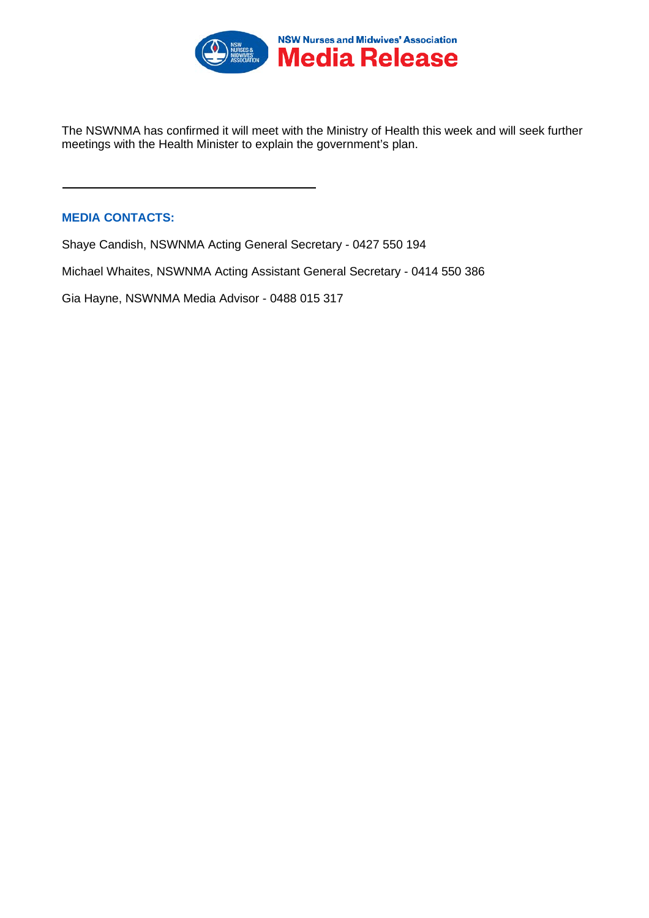The NSWNMA has confirmed it will meet with the Ministry of Health this week and will seek further meetings with the Health Minister to explain the government's plan.

---

**MEDIA CONTACTS:**

Shaye Candish, NSWNMA Acting General Secretary - 0427 550 194

Michael Whaites, NSWNMA Acting Assistant General Secretary - 0414 550 386

Gia Hayne, NSWNMA Media Advisor - 0488 015 317